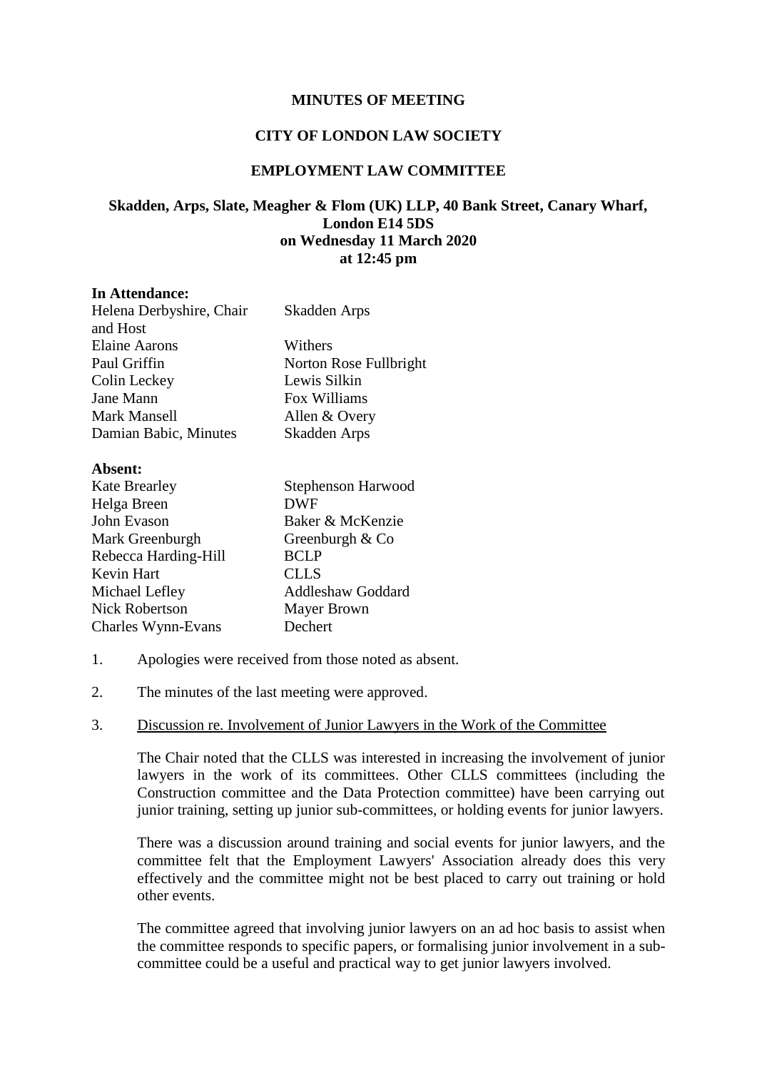**MINUTES OF MEETING**

**CITY OF LONDON LAW SOCIETY**

**EMPLOYMENT LAW COMMITTEE**

**Skadden, Arps, Slate, Meagher & Flom (UK) LLP, 40 Bank Street, Canary Wharf, London E14 5DS**
**on Wednesday 11 March 2020**
**at 12:45 pm**

**In Attendance:**

| | |
|---|---|
| Helena Derbyshire, Chair and Host | Skadden Arps |
| Elaine Aarons | Withers |
| Paul Griffin | Norton Rose Fullbright |
| Colin Leckey | Lewis Silkin |
| Jane Mann | Fox Williams |
| Mark Mansell | Allen & Overy |
| Damian Babic, Minutes | Skadden Arps |

**Absent:**

| | |
|---|---|
| Kate Brearley | Stephenson Harwood |
| Helga Breen | DWF |
| John Evason | Baker & McKenzie |
| Mark Greenburgh | Greenburgh & Co |
| Rebecca Harding-Hill | BCLP |
| Kevin Hart | CLLS |
| Michael Lefley | Addleshaw Goddard |
| Nick Robertson | Mayer Brown |
| Charles Wynn-Evans | Dechert |

1. Apologies were received from those noted as absent.

2. The minutes of the last meeting were approved.

3. Discussion re. Involvement of Junior Lawyers in the Work of the Committee

   The Chair noted that the CLLS was interested in increasing the involvement of junior lawyers in the work of its committees. Other CLLS committees (including the Construction committee and the Data Protection committee) have been carrying out junior training, setting up junior sub-committees, or holding events for junior lawyers.

   There was a discussion around training and social events for junior lawyers, and the committee felt that the Employment Lawyers' Association already does this very effectively and the committee might not be best placed to carry out training or hold other events.

   The committee agreed that involving junior lawyers on an ad hoc basis to assist when the committee responds to specific papers, or formalising junior involvement in a sub-committee could be a useful and practical way to get junior lawyers involved.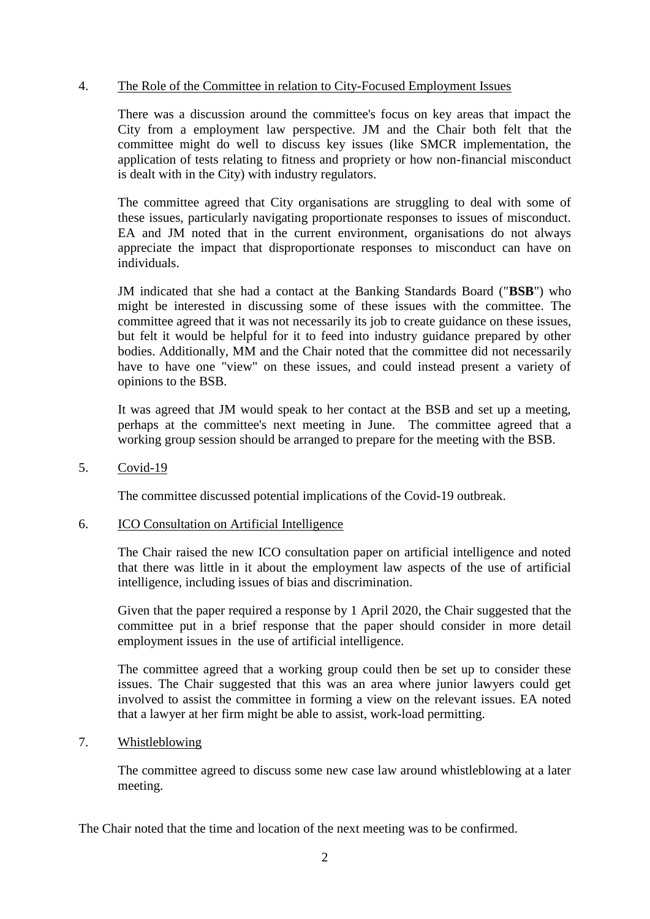4. <u>The Role of the Committee in relation to City-Focused Employment Issues</u>

There was a discussion around the committee's focus on key areas that impact the City from a employment law perspective. JM and the Chair both felt that the committee might do well to discuss key issues (like SMCR implementation, the application of tests relating to fitness and propriety or how non-financial misconduct is dealt with in the City) with industry regulators.

The committee agreed that City organisations are struggling to deal with some of these issues, particularly navigating proportionate responses to issues of misconduct. EA and JM noted that in the current environment, organisations do not always appreciate the impact that disproportionate responses to misconduct can have on individuals.

JM indicated that she had a contact at the Banking Standards Board ("**BSB**") who might be interested in discussing some of these issues with the committee. The committee agreed that it was not necessarily its job to create guidance on these issues, but felt it would be helpful for it to feed into industry guidance prepared by other bodies. Additionally, MM and the Chair noted that the committee did not necessarily have to have one "view" on these issues, and could instead present a variety of opinions to the BSB.

It was agreed that JM would speak to her contact at the BSB and set up a meeting, perhaps at the committee's next meeting in June. The committee agreed that a working group session should be arranged to prepare for the meeting with the BSB.

5. <u>Covid-19</u>

The committee discussed potential implications of the Covid-19 outbreak.

6. <u>ICO Consultation on Artificial Intelligence</u>

The Chair raised the new ICO consultation paper on artificial intelligence and noted that there was little in it about the employment law aspects of the use of artificial intelligence, including issues of bias and discrimination.

Given that the paper required a response by 1 April 2020, the Chair suggested that the committee put in a brief response that the paper should consider in more detail employment issues in the use of artificial intelligence.

The committee agreed that a working group could then be set up to consider these issues. The Chair suggested that this was an area where junior lawyers could get involved to assist the committee in forming a view on the relevant issues. EA noted that a lawyer at her firm might be able to assist, work-load permitting.

7. <u>Whistleblowing</u>

The committee agreed to discuss some new case law around whistleblowing at a later meeting.

The Chair noted that the time and location of the next meeting was to be confirmed.